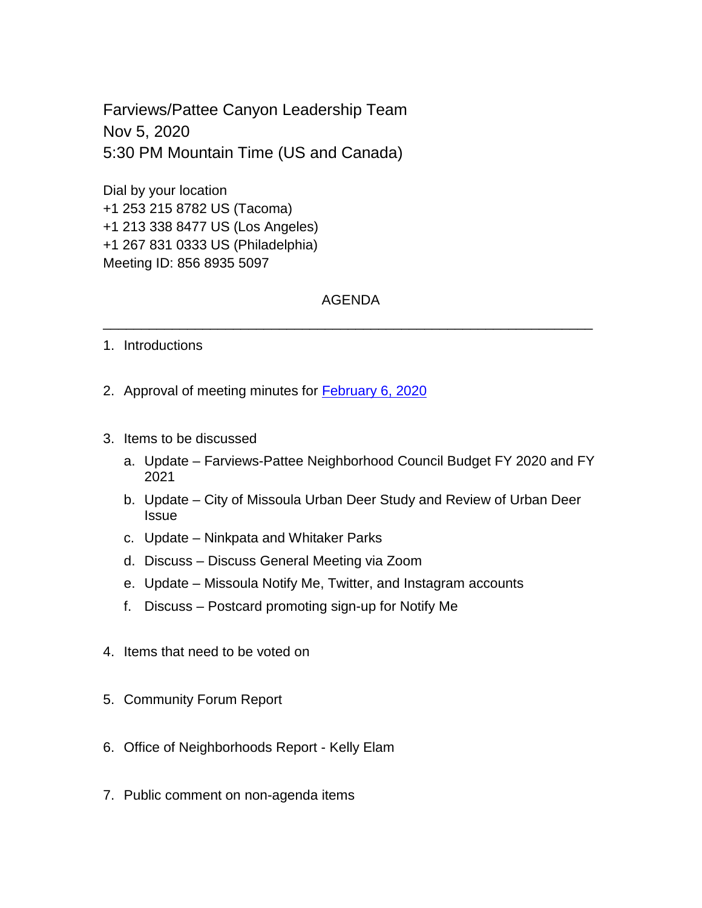Farviews/Pattee Canyon Leadership Team
Nov 5, 2020
5:30 PM Mountain Time (US and Canada)

Dial by your location
+1 253 215 8782 US (Tacoma)
+1 213 338 8477 US (Los Angeles)
+1 267 831 0333 US (Philadelphia)
Meeting ID: 856 8935 5097

## AGENDA

---

1. Introductions

2. Approval of meeting minutes for [February 6, 2020]

3. Items to be discussed
   a. Update – Farviews-Pattee Neighborhood Council Budget FY 2020 and FY 2021
   b. Update – City of Missoula Urban Deer Study and Review of Urban Deer Issue
   c. Update – Ninkpata and Whitaker Parks
   d. Discuss – Discuss General Meeting via Zoom
   e. Update – Missoula Notify Me, Twitter, and Instagram accounts
   f. Discuss – Postcard promoting sign-up for Notify Me

4. Items that need to be voted on

5. Community Forum Report

6. Office of Neighborhoods Report - Kelly Elam

7. Public comment on non-agenda items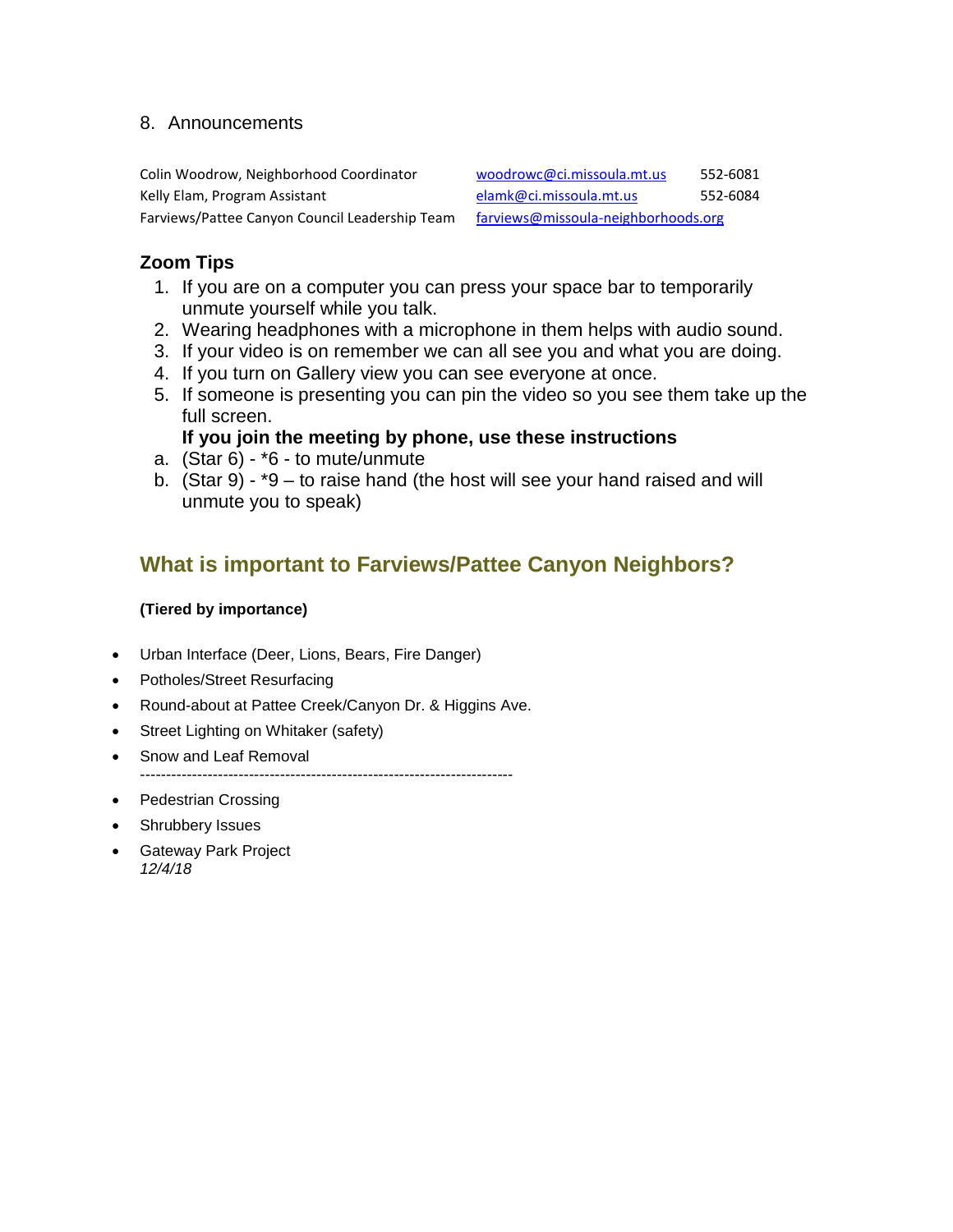8. Announcements

| | | |
|---|---|---|
| Colin Woodrow, Neighborhood Coordinator | woodrowc@ci.missoula.mt.us | 552-6081 |
| Kelly Elam, Program Assistant | elamk@ci.missoula.mt.us | 552-6084 |
| Farviews/Pattee Canyon Council Leadership Team | farviews@missoula-neighborhoods.org | |

### Zoom Tips

1. If you are on a computer you can press your space bar to temporarily unmute yourself while you talk.
2. Wearing headphones with a microphone in them helps with audio sound.
3. If your video is on remember we can all see you and what you are doing.
4. If you turn on Gallery view you can see everyone at once.
5. If someone is presenting you can pin the video so you see them take up the full screen.

**If you join the meeting by phone, use these instructions**

a. (Star 6) - *6 - to mute/unmute
b. (Star 9) - *9 – to raise hand (the host will see your hand raised and will unmute you to speak)

## What is important to Farviews/Pattee Canyon Neighbors?

**(Tiered by importance)**

- Urban Interface (Deer, Lions, Bears, Fire Danger)
- Potholes/Street Resurfacing
- Round-about at Pattee Creek/Canyon Dr. & Higgins Ave.
- Street Lighting on Whitaker (safety)
- Snow and Leaf Removal

----------------------------------------------------------------------

- Pedestrian Crossing
- Shrubbery Issues
- Gateway Park Project

*12/4/18*